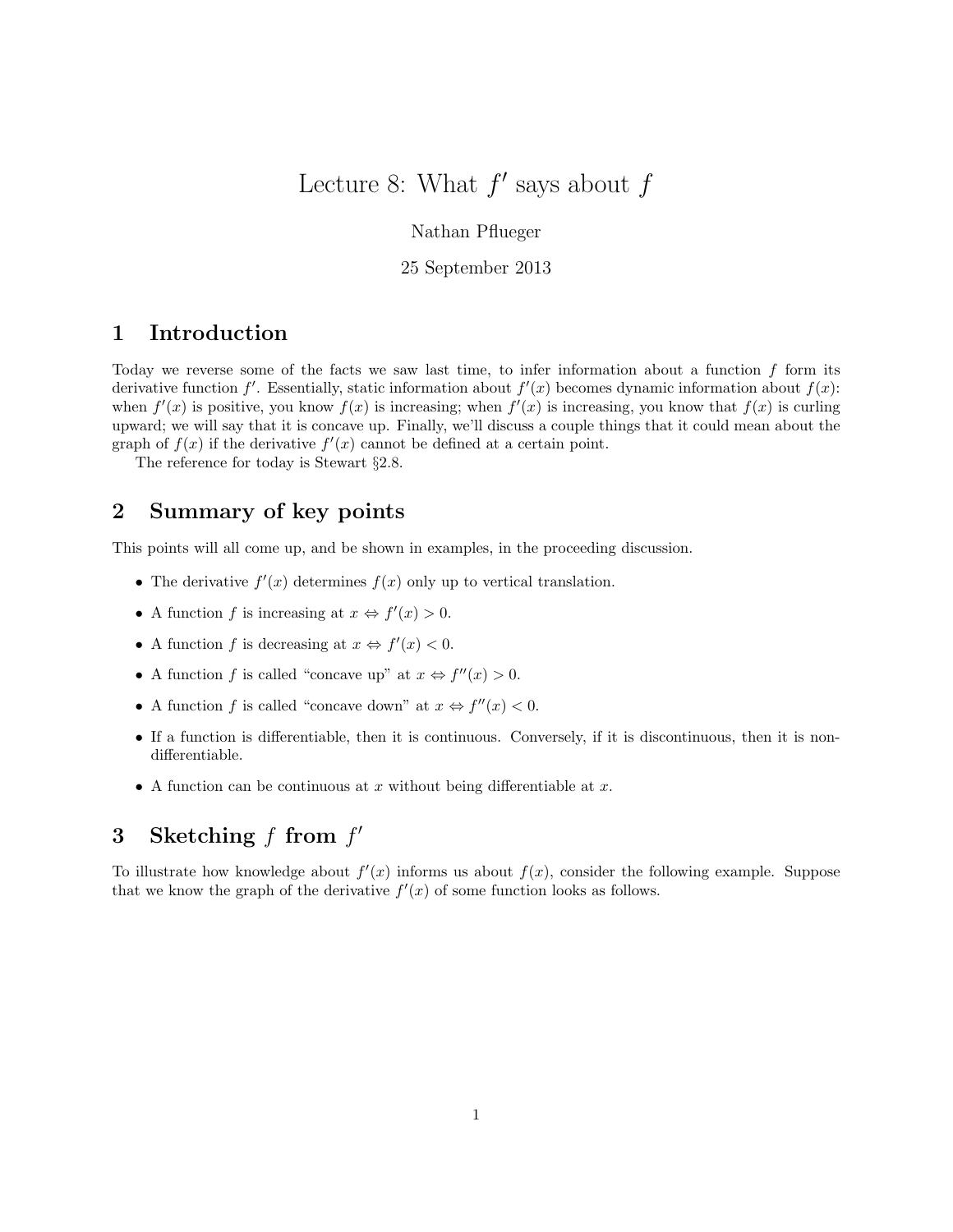# Lecture 8: What $f'$ says about $f$

Nathan Pflueger

25 September 2013

## 1 Introduction

Today we reverse some of the facts we saw last time, to infer information about a function $f$ form its derivative function $f'$. Essentially, static information about $f'(x)$ becomes dynamic information about $f(x)$: when $f'(x)$ is positive, you know $f(x)$ is increasing; when $f'(x)$ is increasing, you know that $f(x)$ is curling upward; we will say that it is concave up. Finally, we'll discuss a couple things that it could mean about the graph of $f(x)$ if the derivative $f'(x)$ cannot be defined at a certain point.

The reference for today is Stewart §2.8.

## 2 Summary of key points

This points will all come up, and be shown in examples, in the proceeding discussion.

- The derivative $f'(x)$ determines $f(x)$ only up to vertical translation.
- A function $f$ is increasing at $x \Leftrightarrow f'(x) > 0$.
- A function $f$ is decreasing at $x \Leftrightarrow f'(x) < 0$.
- A function $f$ is called "concave up" at $x \Leftrightarrow f''(x) > 0$.
- A function $f$ is called "concave down" at $x \Leftrightarrow f''(x) < 0$.
- If a function is differentiable, then it is continuous. Conversely, if it is discontinuous, then it is non-differentiable.
- A function can be continuous at $x$ without being differentiable at $x$.

## 3 Sketching $f$ from $f'$

To illustrate how knowledge about $f'(x)$ informs us about $f(x)$, consider the following example. Suppose that we know the graph of the derivative $f'(x)$ of some function looks as follows.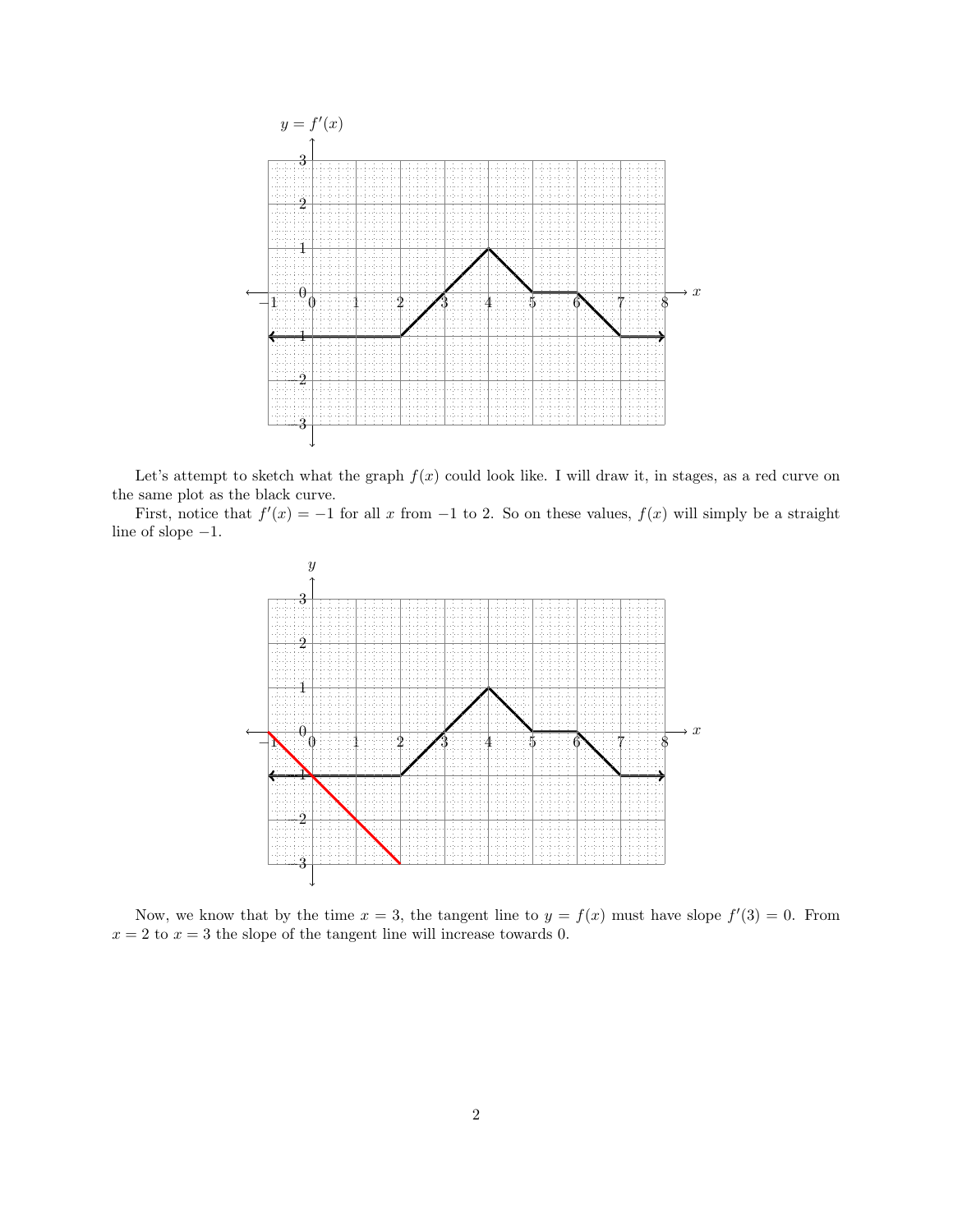Let's attempt to sketch what the graph $f(x)$ could look like. I will draw it, in stages, as a red curve on the same plot as the black curve.

First, notice that $f'(x) = -1$ for all $x$ from $-1$ to 2. So on these values, $f(x)$ will simply be a straight line of slope $-1$.

Now, we know that by the time $x = 3$, the tangent line to $y = f(x)$ must have slope $f'(3) = 0$. From $x = 2$ to $x = 3$ the slope of the tangent line will increase towards 0.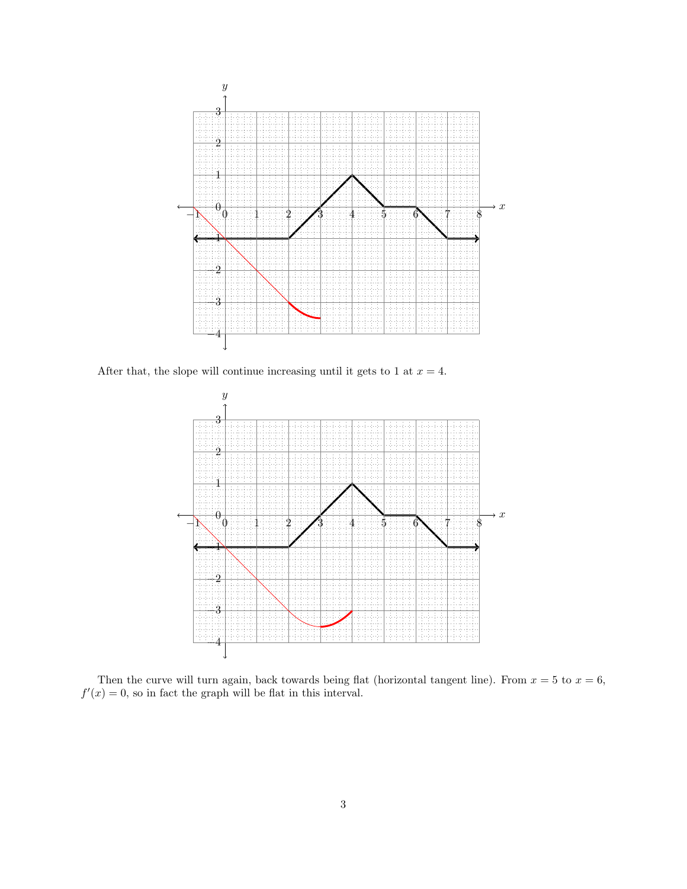After that, the slope will continue increasing until it gets to 1 at $x = 4$.

Then the curve will turn again, back towards being flat (horizontal tangent line). From $x = 5$ to $x = 6$, $f'(x) = 0$, so in fact the graph will be flat in this interval.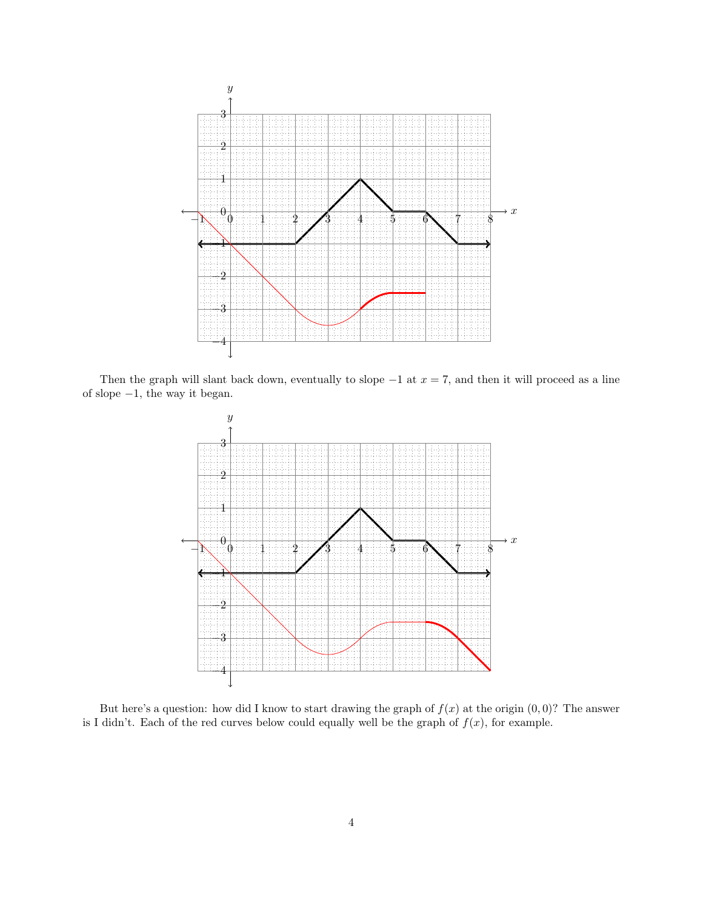Then the graph will slant back down, eventually to slope $-1$ at $x = 7$, and then it will proceed as a line of slope $-1$, the way it began.

But here's a question: how did I know to start drawing the graph of $f(x)$ at the origin $(0, 0)$? The answer is I didn't. Each of the red curves below could equally well be the graph of $f(x)$, for example.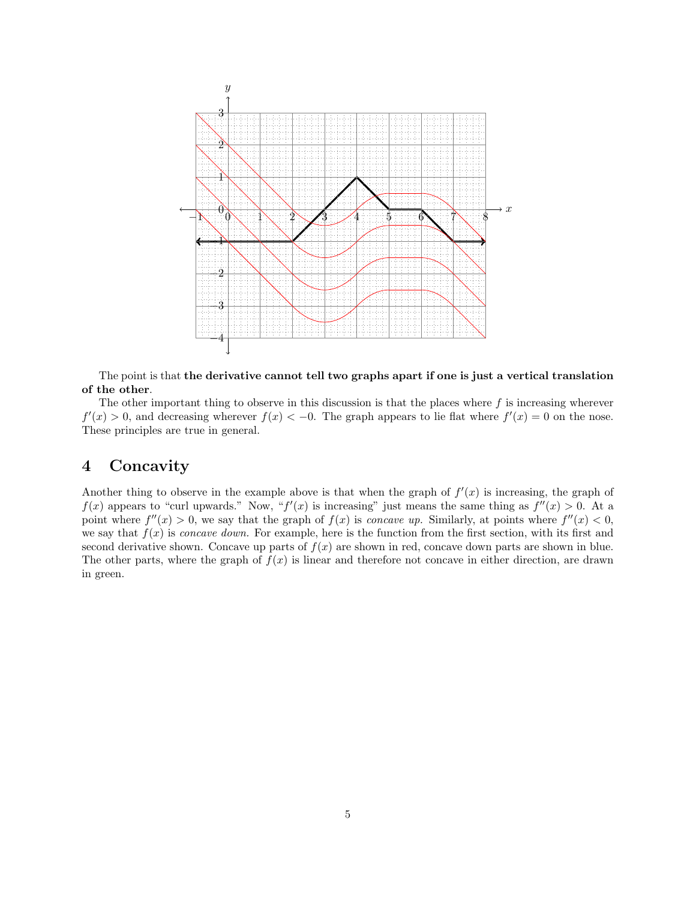The point is that **the derivative cannot tell two graphs apart if one is just a vertical translation of the other**.

The other important thing to observe in this discussion is that the places where $f$ is increasing wherever $f'(x) > 0$, and decreasing wherever $f(x) < -0$. The graph appears to lie flat where $f'(x) = 0$ on the nose. These principles are true in general.

## 4 Concavity

Another thing to observe in the example above is that when the graph of $f'(x)$ is increasing, the graph of $f(x)$ appears to "curl upwards." Now, "$f'(x)$ is increasing" just means the same thing as $f''(x) > 0$. At a point where $f''(x) > 0$, we say that the graph of $f(x)$ is *concave up.* Similarly, at points where $f''(x) < 0$, we say that $f(x)$ is *concave down.* For example, here is the function from the first section, with its first and second derivative shown. Concave up parts of $f(x)$ are shown in red, concave down parts are shown in blue. The other parts, where the graph of $f(x)$ is linear and therefore not concave in either direction, are drawn in green.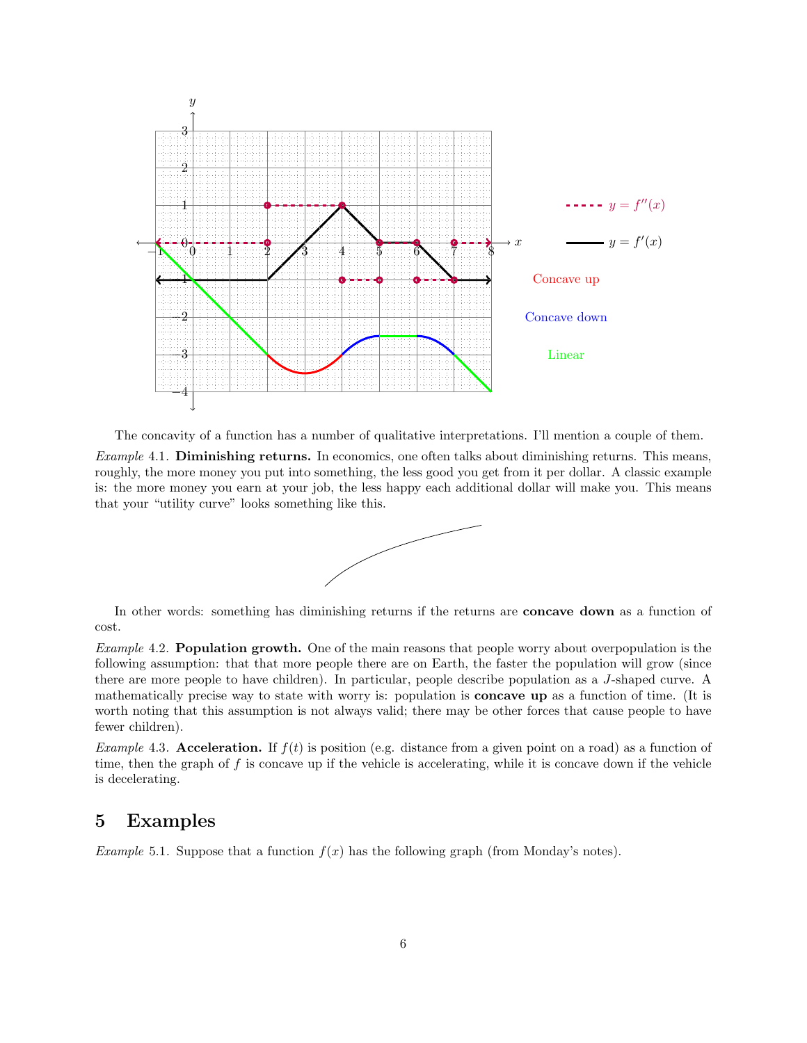The concavity of a function has a number of qualitative interpretations. I'll mention a couple of them.

*Example* 4.1. **Diminishing returns.** In economics, one often talks about diminishing returns. This means, roughly, the more money you put into something, the less good you get from it per dollar. A classic example is: the more money you earn at your job, the less happy each additional dollar will make you. This means that your "utility curve" looks something like this.

In other words: something has diminishing returns if the returns are **concave down** as a function of cost.

*Example* 4.2. **Population growth.** One of the main reasons that people worry about overpopulation is the following assumption: that that more people there are on Earth, the faster the population will grow (since there are more people to have children). In particular, people describe population as a $J$-shaped curve. A mathematically precise way to state with worry is: population is **concave up** as a function of time. (It is worth noting that this assumption is not always valid; there may be other forces that cause people to have fewer children).

*Example* 4.3. **Acceleration.** If $f(t)$ is position (e.g. distance from a given point on a road) as a function of time, then the graph of $f$ is concave up if the vehicle is accelerating, while it is concave down if the vehicle is decelerating.

## 5 Examples

*Example* 5.1. Suppose that a function $f(x)$ has the following graph (from Monday's notes).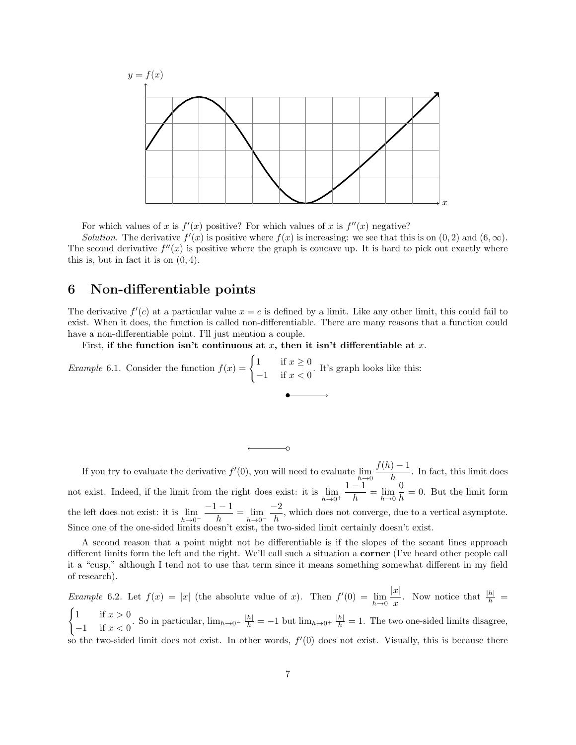For which values of $x$ is $f'(x)$ positive? For which values of $x$ is $f''(x)$ negative?

*Solution.* The derivative $f'(x)$ is positive where $f(x)$ is increasing: we see that this is on $(0, 2)$ and $(6, \infty)$. The second derivative $f''(x)$ is positive where the graph is concave up. It is hard to pick out exactly where this is, but in fact it is on $(0, 4)$.

## 6 Non-differentiable points

The derivative $f'(c)$ at a particular value $x = c$ is defined by a limit. Like any other limit, this could fail to exist. When it does, the function is called non-differentiable. There are many reasons that a function could have a non-differentiable point. I'll just mention a couple.

First, **if the function isn't continuous at $x$, then it isn't differentiable at $x$.**

*Example* 6.1. Consider the function $f(x) = \begin{cases} 1 & \text{if } x \geq 0 \\ -1 & \text{if } x < 0 \end{cases}$. It's graph looks like this:

If you try to evaluate the derivative $f'(0)$, you will need to evaluate $\lim_{h \to 0} \dfrac{f(h) - 1}{h}$. In fact, this limit does not exist. Indeed, if the limit from the right does exist: it is $\lim_{h \to 0^+} \dfrac{1 - 1}{h} = \lim_{h \to 0} \dfrac{0}{h} = 0$. But the limit form the left does not exist: it is $\lim_{h \to 0^-} \dfrac{-1 - 1}{h} = \lim_{h \to 0^-} \dfrac{-2}{h}$, which does not converge, due to a vertical asymptote. Since one of the one-sided limits doesn't exist, the two-sided limit certainly doesn't exist.

A second reason that a point might not be differentiable is if the slopes of the secant lines approach different limits form the left and the right. We'll call such a situation a **corner** (I've heard other people call it a "cusp," although I tend not to use that term since it means something somewhat different in my field of research).

*Example* 6.2. Let $f(x) = |x|$ (the absolute value of $x$). Then $f'(0) = \lim_{h \to 0} \dfrac{|x|}{x}$. Now notice that $\frac{|h|}{h} = \begin{cases} 1 & \text{if } x > 0 \\ -1 & \text{if } x < 0 \end{cases}$. So in particular, $\lim_{h \to 0^-} \frac{|h|}{h} = -1$ but $\lim_{h \to 0^+} \frac{|h|}{h} = 1$. The two one-sided limits disagree, so the two-sided limit does not exist. In other words, $f'(0)$ does not exist. Visually, this is because there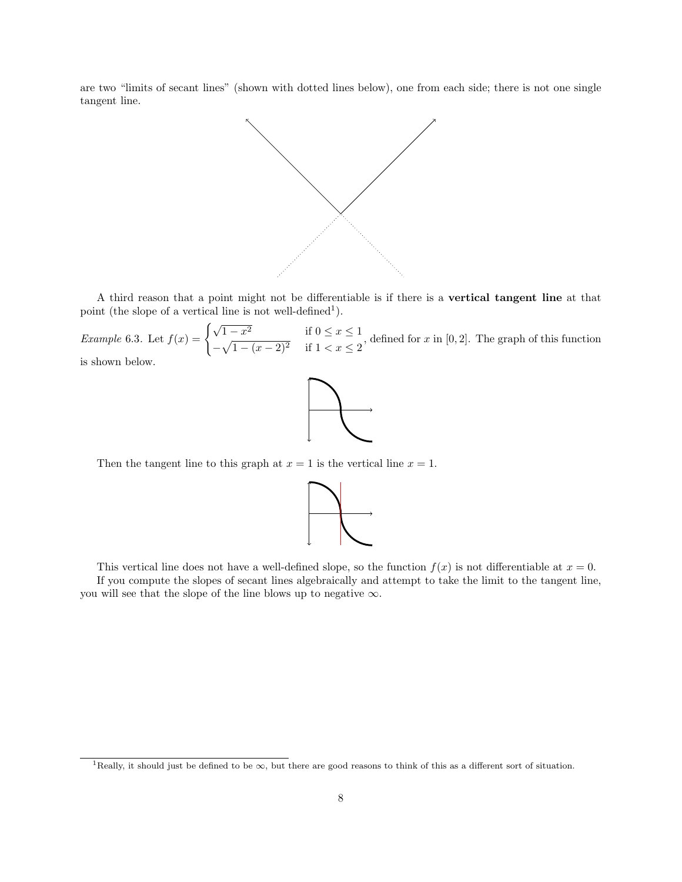are two "limits of secant lines" (shown with dotted lines below), one from each side; there is not one single tangent line.

A third reason that a point might not be differentiable is if there is a **vertical tangent line** at that point (the slope of a vertical line is not well-defined[1]).

*Example* 6.3. Let $f(x) = \begin{cases} \sqrt{1-x^2} & \text{if } 0 \leq x \leq 1 \\ -\sqrt{1-(x-2)^2} & \text{if } 1 < x \leq 2 \end{cases}$, defined for $x$ in $[0, 2]$. The graph of this function is shown below.

Then the tangent line to this graph at $x = 1$ is the vertical line $x = 1$.

This vertical line does not have a well-defined slope, so the function $f(x)$ is not differentiable at $x = 0$.

If you compute the slopes of secant lines algebraically and attempt to take the limit to the tangent line, you will see that the slope of the line blows up to negative $\infty$.

[1] Really, it should just be defined to be $\infty$, but there are good reasons to think of this as a different sort of situation.